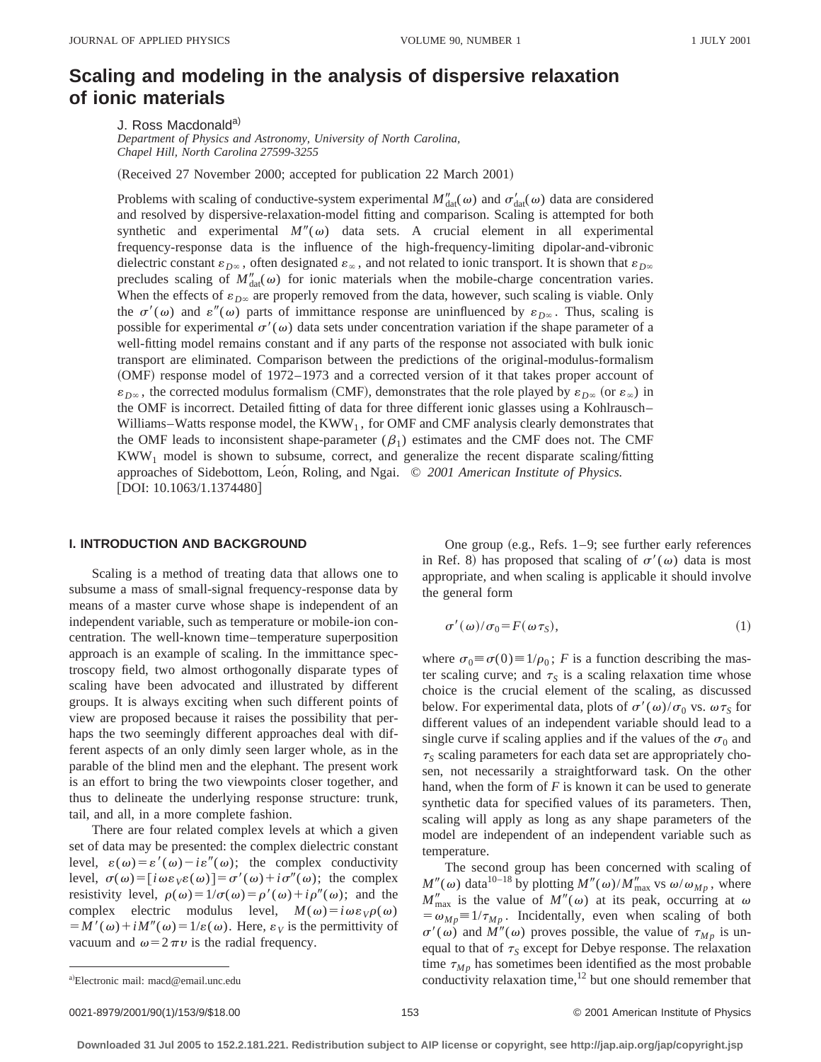# Scaling and modeling in the analysis of dispersive relaxation of ionic materials

J. Ross Macdonald[a]

*Department of Physics and Astronomy, University of North Carolina, Chapel Hill, North Carolina 27599-3255*

(Received 27 November 2000; accepted for publication 22 March 2001)

Problems with scaling of conductive-system experimental $M''_{\rm dat}(\omega)$ and $\sigma'_{\rm dat}(\omega)$ data are considered and resolved by dispersive-relaxation-model fitting and comparison. Scaling is attempted for both synthetic and experimental $M''(\omega)$ data sets. A crucial element in all experimental frequency-response data is the influence of the high-frequency-limiting dipolar-and-vibronic dielectric constant $\varepsilon_{D\infty}$, often designated $\varepsilon_\infty$, and not related to ionic transport. It is shown that $\varepsilon_{D\infty}$ precludes scaling of $M''_{\rm dat}(\omega)$ for ionic materials when the mobile-charge concentration varies. When the effects of $\varepsilon_{D\infty}$ are properly removed from the data, however, such scaling is viable. Only the $\sigma'(\omega)$ and $\varepsilon''(\omega)$ parts of immittance response are uninfluenced by $\varepsilon_{D\infty}$. Thus, scaling is possible for experimental $\sigma'(\omega)$ data sets under concentration variation if the shape parameter of a well-fitting model remains constant and if any parts of the response not associated with bulk ionic transport are eliminated. Comparison between the predictions of the original-modulus-formalism (OMF) response model of 1972–1973 and a corrected version of it that takes proper account of $\varepsilon_{D\infty}$, the corrected modulus formalism (CMF), demonstrates that the role played by $\varepsilon_{D\infty}$ (or $\varepsilon_\infty$) in the OMF is incorrect. Detailed fitting of data for three different ionic glasses using a Kohlrausch–Williams–Watts response model, the $\mathrm{KWW}_1$, for OMF and CMF analysis clearly demonstrates that the OMF leads to inconsistent shape-parameter ($\beta_1$) estimates and the CMF does not. The CMF $\mathrm{KWW}_1$ model is shown to subsume, correct, and generalize the recent disparate scaling/fitting approaches of Sidebottom, León, Roling, and Ngai. © *2001 American Institute of Physics.* [DOI: 10.1063/1.1374480]

## I. INTRODUCTION AND BACKGROUND

Scaling is a method of treating data that allows one to subsume a mass of small-signal frequency-response data by means of a master curve whose shape is independent of an independent variable, such as temperature or mobile-ion concentration. The well-known time–temperature superposition approach is an example of scaling. In the immittance spectroscopy field, two almost orthogonally disparate types of scaling have been advocated and illustrated by different groups. It is always exciting when such different points of view are proposed because it raises the possibility that perhaps the two seemingly different approaches deal with different aspects of an only dimly seen larger whole, as in the parable of the blind men and the elephant. The present work is an effort to bring the two viewpoints closer together, and thus to delineate the underlying response structure: trunk, tail, and all, in a more complete fashion.

There are four related complex levels at which a given set of data may be presented: the complex dielectric constant level, $\varepsilon(\omega)=\varepsilon'(\omega)-i\varepsilon''(\omega)$; the complex conductivity level, $\sigma(\omega)=[i\omega\varepsilon_V\varepsilon(\omega)]=\sigma'(\omega)+i\sigma''(\omega)$; the complex resistivity level, $\rho(\omega)=1/\sigma(\omega)=\rho'(\omega)+i\rho''(\omega)$; and the complex electric modulus level, $M(\omega)=i\omega\varepsilon_V\rho(\omega)=M'(\omega)+iM''(\omega)=1/\varepsilon(\omega)$. Here, $\varepsilon_V$ is the permittivity of vacuum and $\omega=2\pi\upsilon$ is the radial frequency.

One group (e.g., Refs. 1–9; see further early references in Ref. 8) has proposed that scaling of $\sigma'(\omega)$ data is most appropriate, and when scaling is applicable it should involve the general form

$$\sigma'(\omega)/\sigma_0=F(\omega\tau_S), \tag{1}$$

where $\sigma_0\equiv\sigma(0)\equiv1/\rho_0$; $F$ is a function describing the master scaling curve; and $\tau_S$ is a scaling relaxation time whose choice is the crucial element of the scaling, as discussed below. For experimental data, plots of $\sigma'(\omega)/\sigma_0$ vs. $\omega\tau_S$ for different values of an independent variable should lead to a single curve if scaling applies and if the values of the $\sigma_0$ and $\tau_S$ scaling parameters for each data set are appropriately chosen, not necessarily a straightforward task. On the other hand, when the form of $F$ is known it can be used to generate synthetic data for specified values of its parameters. Then, scaling will apply as long as any shape parameters of the model are independent of an independent variable such as temperature.

The second group has been concerned with scaling of $M''(\omega)$ data[10–18] by plotting $M''(\omega)/M''_{\rm max}$ vs $\omega/\omega_{Mp}$, where $M''_{\rm max}$ is the value of $M''(\omega)$ at its peak, occurring at $\omega=\omega_{Mp}\equiv1/\tau_{Mp}$. Incidentally, even when scaling of both $\sigma'(\omega)$ and $M''(\omega)$ proves possible, the value of $\tau_{Mp}$ is unequal to that of $\tau_S$ except for Debye response. The relaxation time $\tau_{Mp}$ has sometimes been identified as the most probable conductivity relaxation time,[12] but one should remember that

[a]Electronic mail: macd@email.unc.edu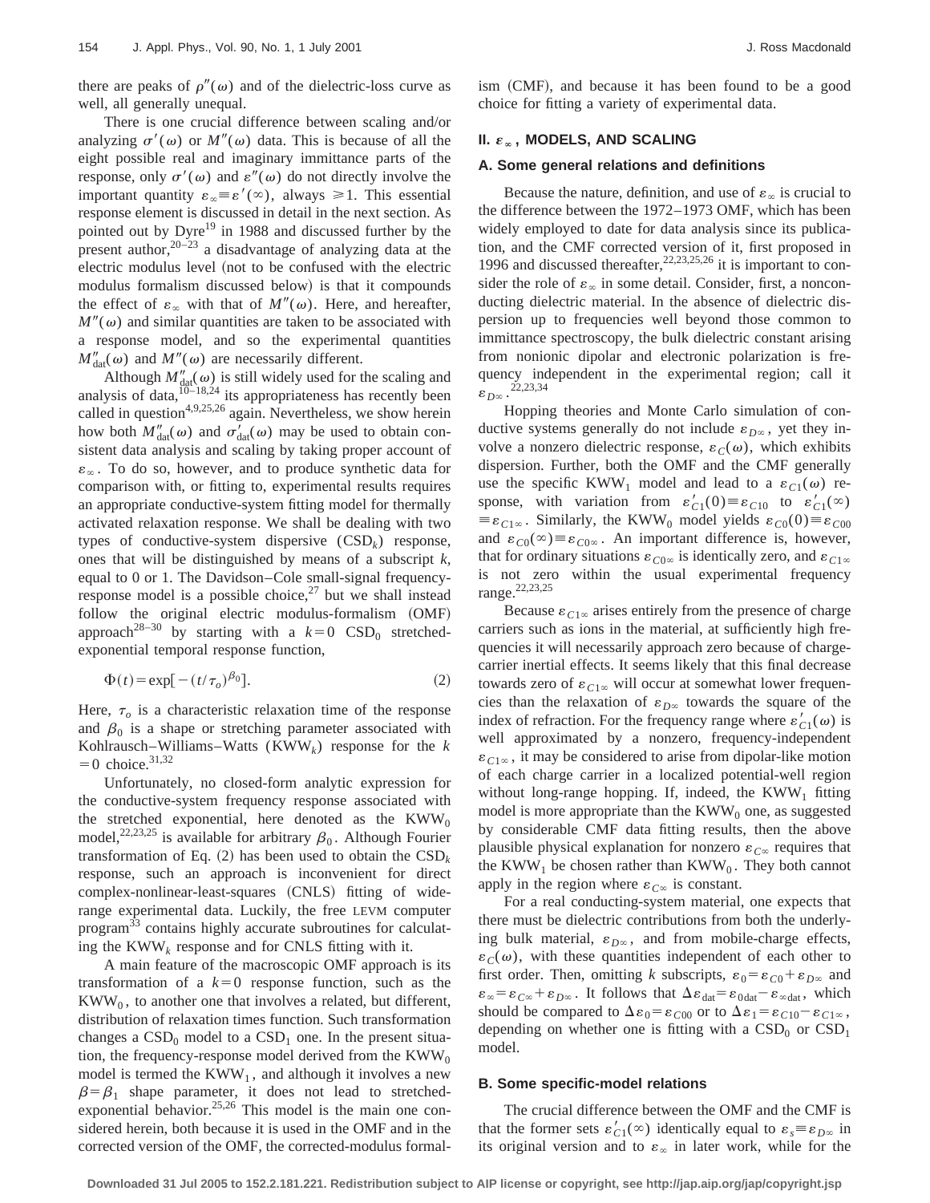there are peaks of $\rho''(\omega)$ and of the dielectric-loss curve as well, all generally unequal.

There is one crucial difference between scaling and/or analyzing $\sigma'(\omega)$ or $M''(\omega)$ data. This is because of all the eight possible real and imaginary immittance parts of the response, only $\sigma'(\omega)$ and $\varepsilon''(\omega)$ do not directly involve the important quantity $\varepsilon_\infty \equiv \varepsilon'(\infty)$, always $\geq 1$. This essential response element is discussed in detail in the next section. As pointed out by Dyre[19] in 1988 and discussed further by the present author,[20–23] a disadvantage of analyzing data at the electric modulus level (not to be confused with the electric modulus formalism discussed below) is that it compounds the effect of $\varepsilon_\infty$ with that of $M''(\omega)$. Here, and hereafter, $M''(\omega)$ and similar quantities are taken to be associated with a response model, and so the experimental quantities $M''_{\text{dat}}(\omega)$ and $M''(\omega)$ are necessarily different.

Although $M''_{\text{dat}}(\omega)$ is still widely used for the scaling and analysis of data,[10–18,24] its appropriateness has recently been called in question[4,9,25,26] again. Nevertheless, we show herein how both $M''_{\text{dat}}(\omega)$ and $\sigma'_{\text{dat}}(\omega)$ may be used to obtain consistent data analysis and scaling by taking proper account of $\varepsilon_\infty$. To do so, however, and to produce synthetic data for comparison with, or fitting to, experimental results requires an appropriate conductive-system fitting model for thermally activated relaxation response. We shall be dealing with two types of conductive-system dispersive ($\text{CSD}_k$) response, ones that will be distinguished by means of a subscript $k$, equal to 0 or 1. The Davidson–Cole small-signal frequency-response model is a possible choice,[27] but we shall instead follow the original electric modulus-formalism (OMF) approach[28–30] by starting with a $k=0$ $\text{CSD}_0$ stretched-exponential temporal response function,

$$\Phi(t) = \exp[-(t/\tau_o)^{\beta_0}]. \tag{2}$$

Here, $\tau_o$ is a characteristic relaxation time of the response and $\beta_0$ is a shape or stretching parameter associated with Kohlrausch–Williams–Watts ($\text{KWW}_k$) response for the $k=0$ choice.[31,32]

Unfortunately, no closed-form analytic expression for the conductive-system frequency response associated with the stretched exponential, here denoted as the $\text{KWW}_0$ model,[22,23,25] is available for arbitrary $\beta_0$. Although Fourier transformation of Eq. (2) has been used to obtain the $\text{CSD}_k$ response, such an approach is inconvenient for direct complex-nonlinear-least-squares (CNLS) fitting of wide-range experimental data. Luckily, the free LEVM computer program[33] contains highly accurate subroutines for calculating the $\text{KWW}_k$ response and for CNLS fitting with it.

A main feature of the macroscopic OMF approach is its transformation of a $k=0$ response function, such as the $\text{KWW}_0$, to another one that involves a related, but different, distribution of relaxation times function. Such transformation changes a $\text{CSD}_0$ model to a $\text{CSD}_1$ one. In the present situation, the frequency-response model derived from the $\text{KWW}_0$ model is termed the $\text{KWW}_1$, and although it involves a new $\beta = \beta_1$ shape parameter, it does not lead to stretched-exponential behavior.[25,26] This model is the main one considered herein, both because it is used in the OMF and in the corrected version of the OMF, the corrected-modulus formalism (CMF), and because it has been found to be a good choice for fitting a variety of experimental data.

## II. $\varepsilon_\infty$, MODELS, AND SCALING

### A. Some general relations and definitions

Because the nature, definition, and use of $\varepsilon_\infty$ is crucial to the difference between the 1972–1973 OMF, which has been widely employed to date for data analysis since its publication, and the CMF corrected version of it, first proposed in 1996 and discussed thereafter,[22,23,25,26] it is important to consider the role of $\varepsilon_\infty$ in some detail. Consider, first, a nonconducting dielectric material. In the absence of dielectric dispersion up to frequencies well beyond those common to immittance spectroscopy, the bulk dielectric constant arising from nonionic dipolar and electronic polarization is frequency independent in the experimental region; call it $\varepsilon_{D\infty}$.[22,23,34]

Hopping theories and Monte Carlo simulation of conductive systems generally do not include $\varepsilon_{D\infty}$, yet they involve a nonzero dielectric response, $\varepsilon_C(\omega)$, which exhibits dispersion. Further, both the OMF and the CMF generally use the specific $\text{KWW}_1$ model and lead to a $\varepsilon_{C1}(\omega)$ response, with variation from $\varepsilon'_{C1}(0) \equiv \varepsilon_{C10}$ to $\varepsilon'_{C1}(\infty) \equiv \varepsilon_{C1\infty}$. Similarly, the $\text{KWW}_0$ model yields $\varepsilon_{C0}(0) \equiv \varepsilon_{C00}$ and $\varepsilon_{C0}(\infty) \equiv \varepsilon_{C0\infty}$. An important difference is, however, that for ordinary situations $\varepsilon_{C0\infty}$ is identically zero, and $\varepsilon_{C1\infty}$ is not zero within the usual experimental frequency range.[22,23,25]

Because $\varepsilon_{C1\infty}$ arises entirely from the presence of charge carriers such as ions in the material, at sufficiently high frequencies it will necessarily approach zero because of charge-carrier inertial effects. It seems likely that this final decrease towards zero of $\varepsilon_{C1\infty}$ will occur at somewhat lower frequencies than the relaxation of $\varepsilon_{D\infty}$ towards the square of the index of refraction. For the frequency range where $\varepsilon'_{C1}(\omega)$ is well approximated by a nonzero, frequency-independent $\varepsilon_{C1\infty}$, it may be considered to arise from dipolar-like motion of each charge carrier in a localized potential-well region without long-range hopping. If, indeed, the $\text{KWW}_1$ fitting model is more appropriate than the $\text{KWW}_0$ one, as suggested by considerable CMF data fitting results, then the above plausible physical explanation for nonzero $\varepsilon_{C\infty}$ requires that the $\text{KWW}_1$ be chosen rather than $\text{KWW}_0$. They both cannot apply in the region where $\varepsilon_{C\infty}$ is constant.

For a real conducting-system material, one expects that there must be dielectric contributions from both the underlying bulk material, $\varepsilon_{D\infty}$, and from mobile-charge effects, $\varepsilon_C(\omega)$, with these quantities independent of each other to first order. Then, omitting $k$ subscripts, $\varepsilon_0 = \varepsilon_{C0} + \varepsilon_{D\infty}$ and $\varepsilon_\infty = \varepsilon_{C\infty} + \varepsilon_{D\infty}$. It follows that $\Delta\varepsilon_{\text{dat}} = \varepsilon_{0\text{dat}} - \varepsilon_{\infty\text{dat}}$, which should be compared to $\Delta\varepsilon_0 = \varepsilon_{C00}$ or to $\Delta\varepsilon_1 = \varepsilon_{C10} - \varepsilon_{C1\infty}$, depending on whether one is fitting with a $\text{CSD}_0$ or $\text{CSD}_1$ model.

### B. Some specific-model relations

The crucial difference between the OMF and the CMF is that the former sets $\varepsilon'_{C1}(\infty)$ identically equal to $\varepsilon_s \equiv \varepsilon_{D\infty}$ in its original version and to $\varepsilon_\infty$ in later work, while for the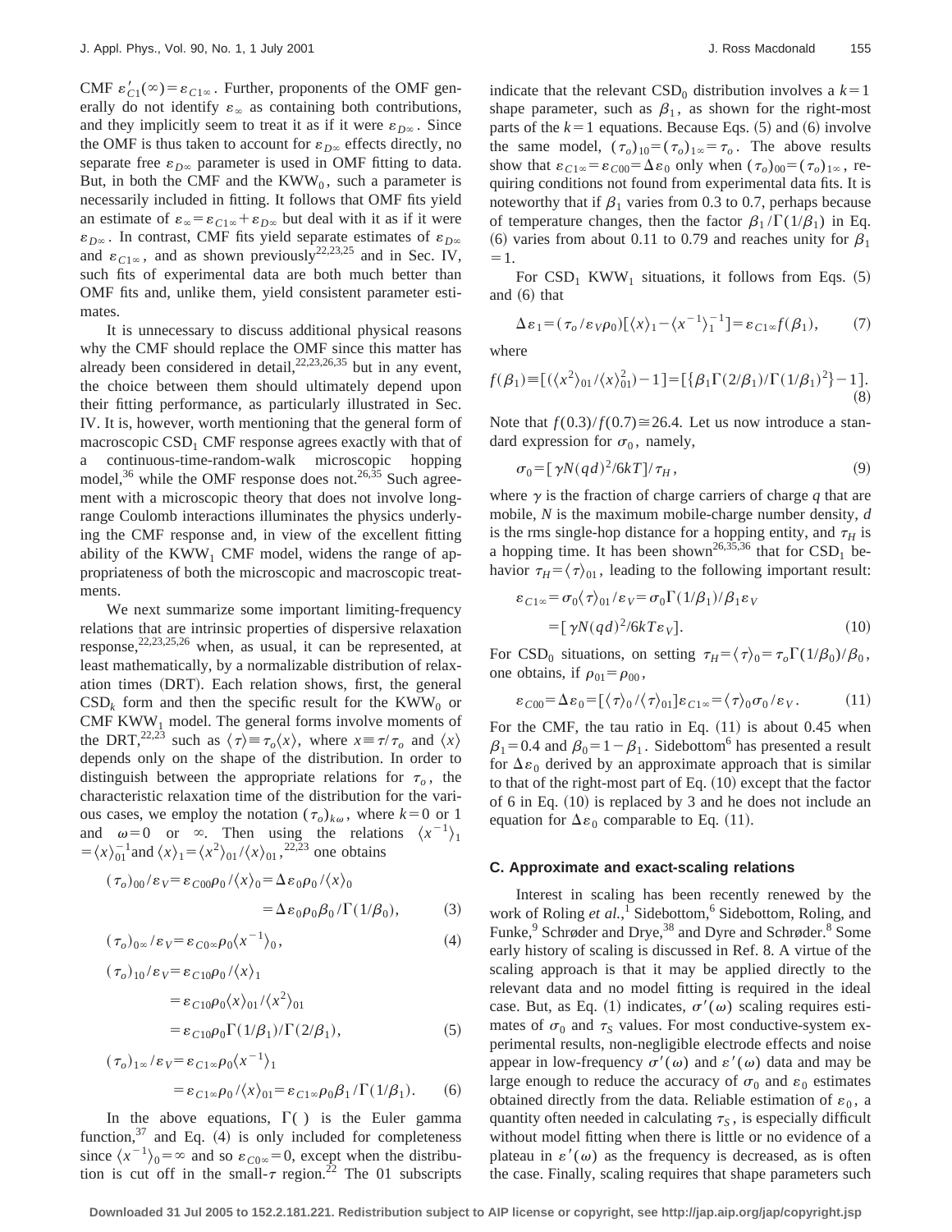CMF $\varepsilon'_{C1}(\infty) = \varepsilon_{C1\infty}$. Further, proponents of the OMF generally do not identify $\varepsilon_\infty$ as containing both contributions, and they implicitly seem to treat it as if it were $\varepsilon_{D\infty}$. Since the OMF is thus taken to account for $\varepsilon_{D\infty}$ effects directly, no separate free $\varepsilon_{D\infty}$ parameter is used in OMF fitting to data. But, in both the CMF and the $\mathrm{KWW}_0$, such a parameter is necessarily included in fitting. It follows that OMF fits yield an estimate of $\varepsilon_\infty = \varepsilon_{C1\infty} + \varepsilon_{D\infty}$ but deal with it as if it were $\varepsilon_{D\infty}$. In contrast, CMF fits yield separate estimates of $\varepsilon_{D\infty}$ and $\varepsilon_{C1\infty}$, and as shown previously[22,23,25] and in Sec. IV, such fits of experimental data are both much better than OMF fits and, unlike them, yield consistent parameter estimates.

It is unnecessary to discuss additional physical reasons why the CMF should replace the OMF since this matter has already been considered in detail,[22,23,26,35] but in any event, the choice between them should ultimately depend upon their fitting performance, as particularly illustrated in Sec. IV. It is, however, worth mentioning that the general form of macroscopic $\mathrm{CSD}_1$ CMF response agrees exactly with that of a continuous-time-random-walk microscopic hopping model,[36] while the OMF response does not.[26,35] Such agreement with a microscopic theory that does not involve long-range Coulomb interactions illuminates the physics underlying the CMF response and, in view of the excellent fitting ability of the $\mathrm{KWW}_1$ CMF model, widens the range of appropriateness of both the microscopic and macroscopic treatments.

We next summarize some important limiting-frequency relations that are intrinsic properties of dispersive relaxation response,[22,23,25,26] when, as usual, it can be represented, at least mathematically, by a normalizable distribution of relaxation times (DRT). Each relation shows, first, the general $\mathrm{CSD}_k$ form and then the specific result for the $\mathrm{KWW}_0$ or CMF $\mathrm{KWW}_1$ model. The general forms involve moments of the DRT,[22,23] such as $\langle \tau \rangle \equiv \tau_o \langle x \rangle$, where $x \equiv \tau/\tau_o$ and $\langle x \rangle$ depends only on the shape of the distribution. In order to distinguish between the appropriate relations for $\tau_o$, the characteristic relaxation time of the distribution for the various cases, we employ the notation $(\tau_o)_{k\omega}$, where $k=0$ or 1 and $\omega = 0$ or $\infty$. Then using the relations $\langle x^{-1} \rangle_1 = \langle x \rangle_{01}^{-1}$ and $\langle x \rangle_1 = \langle x^2 \rangle_{01} / \langle x \rangle_{01}$,[22,23] one obtains

$$(\tau_o)_{00}/\varepsilon_V = \varepsilon_{C00}\rho_0/\langle x \rangle_0 = \Delta\varepsilon_0\rho_0/\langle x \rangle_0 = \Delta\varepsilon_0\rho_0\beta_0/\Gamma(1/\beta_0), \tag{3}$$

$$(\tau_o)_{0\infty}/\varepsilon_V = \varepsilon_{C0\infty}\rho_0\langle x^{-1} \rangle_0, \tag{4}$$

$$\begin{aligned}(\tau_o)_{10}/\varepsilon_V &= \varepsilon_{C10}\rho_0/\langle x \rangle_1 \\ &= \varepsilon_{C10}\rho_0\langle x \rangle_{01}/\langle x^2 \rangle_{01} \\ &= \varepsilon_{C10}\rho_0\Gamma(1/\beta_1)/\Gamma(2/\beta_1),\end{aligned} \tag{5}$$

$$\begin{aligned}(\tau_o)_{1\infty}/\varepsilon_V &= \varepsilon_{C1\infty}\rho_0\langle x^{-1} \rangle_1 \\ &= \varepsilon_{C1\infty}\rho_0/\langle x \rangle_{01} = \varepsilon_{C1\infty}\rho_0\beta_1/\Gamma(1/\beta_1).\end{aligned} \tag{6}$$

In the above equations, $\Gamma(\,)$ is the Euler gamma function,[37] and Eq. (4) is only included for completeness since $\langle x^{-1} \rangle_0 = \infty$ and so $\varepsilon_{C0\infty} = 0$, except when the distribution is cut off in the small-$\tau$ region.[22] The 01 subscripts indicate that the relevant $\mathrm{CSD}_0$ distribution involves a $k=1$ shape parameter, such as $\beta_1$, as shown for the right-most parts of the $k=1$ equations. Because Eqs. (5) and (6) involve the same model, $(\tau_o)_{10} = (\tau_o)_{1\infty} = \tau_o$. The above results show that $\varepsilon_{C1\infty} = \varepsilon_{C00} = \Delta\varepsilon_0$ only when $(\tau_o)_{00} = (\tau_o)_{1\infty}$, requiring conditions not found from experimental data fits. It is noteworthy that if $\beta_1$ varies from 0.3 to 0.7, perhaps because of temperature changes, then the factor $\beta_1/\Gamma(1/\beta_1)$ in Eq. (6) varies from about 0.11 to 0.79 and reaches unity for $\beta_1 = 1$.

For $\mathrm{CSD}_1$ $\mathrm{KWW}_1$ situations, it follows from Eqs. (5) and (6) that

$$\Delta\varepsilon_1 = (\tau_o/\varepsilon_V\rho_0)[\langle x \rangle_1 - \langle x^{-1} \rangle_1^{-1}] = \varepsilon_{C1\infty} f(\beta_1), \tag{7}$$

where

$$f(\beta_1) \equiv [(\langle x^2 \rangle_{01}/\langle x \rangle_{01}^2) - 1] = [\{\beta_1\Gamma(2/\beta_1)/\Gamma(1/\beta_1)^2\} - 1]. \tag{8}$$

Note that $f(0.3)/f(0.7) \cong 26.4$. Let us now introduce a standard expression for $\sigma_0$, namely,

$$\sigma_0 = [\gamma N(qd)^2/6kT]/\tau_H, \tag{9}$$

where $\gamma$ is the fraction of charge carriers of charge $q$ that are mobile, $N$ is the maximum mobile-charge number density, $d$ is the rms single-hop distance for a hopping entity, and $\tau_H$ is a hopping time. It has been shown[26,35,36] that for $\mathrm{CSD}_1$ behavior $\tau_H = \langle \tau \rangle_{01}$, leading to the following important result:

$$\begin{aligned}\varepsilon_{C1\infty} &= \sigma_0\langle \tau \rangle_{01}/\varepsilon_V = \sigma_0\Gamma(1/\beta_1)/\beta_1\varepsilon_V \\ &= [\gamma N(qd)^2/6kT\varepsilon_V].\end{aligned} \tag{10}$$

For $\mathrm{CSD}_0$ situations, on setting $\tau_H = \langle \tau \rangle_0 = \tau_o\Gamma(1/\beta_0)/\beta_0$, one obtains, if $\rho_{01} = \rho_{00}$,

$$\varepsilon_{C00} = \Delta\varepsilon_0 = [\langle \tau \rangle_0/\langle \tau \rangle_{01}]\varepsilon_{C1\infty} = \langle \tau \rangle_0\sigma_0/\varepsilon_V. \tag{11}$$

For the CMF, the tau ratio in Eq. (11) is about 0.45 when $\beta_1 = 0.4$ and $\beta_0 = 1 - \beta_1$. Sidebottom[6] has presented a result for $\Delta\varepsilon_0$ derived by an approximate approach that is similar to that of the right-most part of Eq. (10) except that the factor of 6 in Eq. (10) is replaced by 3 and he does not include an equation for $\Delta\varepsilon_0$ comparable to Eq. (11).

### C. Approximate and exact-scaling relations

Interest in scaling has been recently renewed by the work of Roling *et al.*,[1] Sidebottom,[6] Sidebottom, Roling, and Funke,[9] Schrøder and Drye,[38] and Dyre and Schrøder.[8] Some early history of scaling is discussed in Ref. 8. A virtue of the scaling approach is that it may be applied directly to the relevant data and no model fitting is required in the ideal case. But, as Eq. (1) indicates, $\sigma'(\omega)$ scaling requires estimates of $\sigma_0$ and $\tau_S$ values. For most conductive-system experimental results, non-negligible electrode effects and noise appear in low-frequency $\sigma'(\omega)$ and $\varepsilon'(\omega)$ data and may be large enough to reduce the accuracy of $\sigma_0$ and $\varepsilon_0$ estimates obtained directly from the data. Reliable estimation of $\varepsilon_0$, a quantity often needed in calculating $\tau_S$, is especially difficult without model fitting when there is little or no evidence of a plateau in $\varepsilon'(\omega)$ as the frequency is decreased, as is often the case. Finally, scaling requires that shape parameters such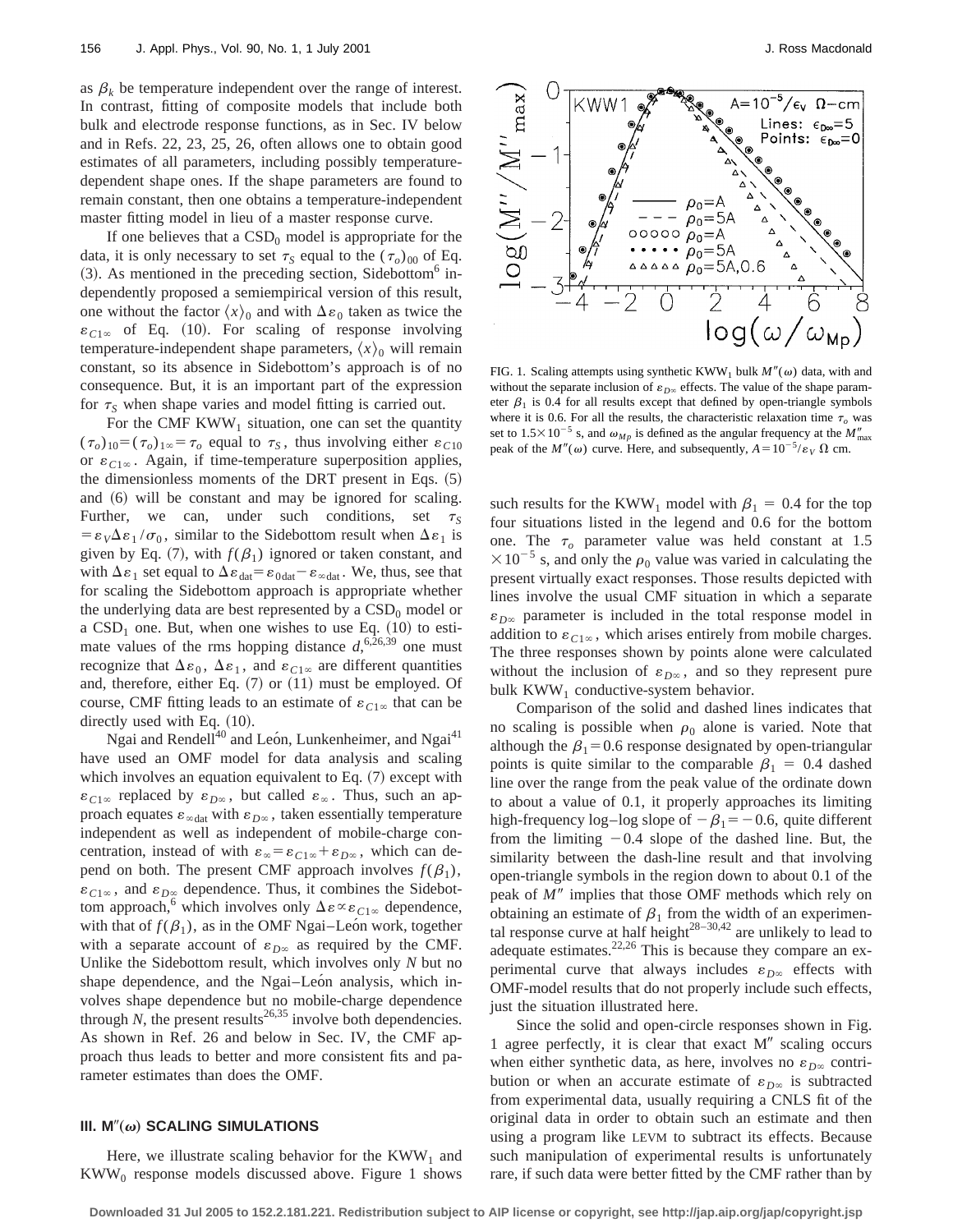as $\beta_k$ be temperature independent over the range of interest. In contrast, fitting of composite models that include both bulk and electrode response functions, as in Sec. IV below and in Refs. 22, 23, 25, 26, often allows one to obtain good estimates of all parameters, including possibly temperature-dependent shape ones. If the shape parameters are found to remain constant, then one obtains a temperature-independent master fitting model in lieu of a master response curve.

If one believes that a $\mathrm{CSD}_0$ model is appropriate for the data, it is only necessary to set $\tau_S$ equal to the $(\tau_o)_{00}$ of Eq. (3). As mentioned in the preceding section, Sidebottom[6] independently proposed a semiempirical version of this result, one without the factor $\langle x \rangle_0$ and with $\Delta\varepsilon_0$ taken as twice the $\varepsilon_{C1\infty}$ of Eq. (10). For scaling of response involving temperature-independent shape parameters, $\langle x \rangle_0$ will remain constant, so its absence in Sidebottom's approach is of no consequence. But, it is an important part of the expression for $\tau_S$ when shape varies and model fitting is carried out.

For the CMF $\mathrm{KWW}_1$ situation, one can set the quantity $(\tau_o)_{10} = (\tau_o)_{1\infty} = \tau_o$ equal to $\tau_S$, thus involving either $\varepsilon_{C10}$ or $\varepsilon_{C1\infty}$. Again, if time-temperature superposition applies, the dimensionless moments of the DRT present in Eqs. (5) and (6) will be constant and may be ignored for scaling. Further, we can, under such conditions, set $\tau_S = \varepsilon_V \Delta\varepsilon_1 / \sigma_0$, similar to the Sidebottom result when $\Delta\varepsilon_1$ is given by Eq. (7), with $f(\beta_1)$ ignored or taken constant, and with $\Delta\varepsilon_1$ set equal to $\Delta\varepsilon_{\mathrm{dat}} = \varepsilon_{0\mathrm{dat}} - \varepsilon_{\infty\mathrm{dat}}$. We, thus, see that for scaling the Sidebottom approach is appropriate whether the underlying data are best represented by a $\mathrm{CSD}_0$ model or a $\mathrm{CSD}_1$ one. But, when one wishes to use Eq. (10) to estimate values of the rms hopping distance $d$,[6,26,39] one must recognize that $\Delta\varepsilon_0$, $\Delta\varepsilon_1$, and $\varepsilon_{C1\infty}$ are different quantities and, therefore, either Eq. (7) or (11) must be employed. Of course, CMF fitting leads to an estimate of $\varepsilon_{C1\infty}$ that can be directly used with Eq. (10).

Ngai and Rendell[40] and León, Lunkenheimer, and Ngai[41] have used an OMF model for data analysis and scaling which involves an equation equivalent to Eq. (7) except with $\varepsilon_{C1\infty}$ replaced by $\varepsilon_{D\infty}$, but called $\varepsilon_\infty$. Thus, such an approach equates $\varepsilon_{\infty\mathrm{dat}}$ with $\varepsilon_{D\infty}$, taken essentially temperature independent as well as independent of mobile-charge concentration, instead of with $\varepsilon_\infty = \varepsilon_{C1\infty} + \varepsilon_{D\infty}$, which can depend on both. The present CMF approach involves $f(\beta_1)$, $\varepsilon_{C1\infty}$, and $\varepsilon_{D\infty}$ dependence. Thus, it combines the Sidebottom approach,[6] which involves only $\Delta\varepsilon \propto \varepsilon_{C1\infty}$ dependence, with that of $f(\beta_1)$, as in the OMF Ngai–León work, together with a separate account of $\varepsilon_{D\infty}$ as required by the CMF. Unlike the Sidebottom result, which involves only $N$ but no shape dependence, and the Ngai–León analysis, which involves shape dependence but no mobile-charge dependence through $N$, the present results[26,35] involve both dependencies. As shown in Ref. 26 and below in Sec. IV, the CMF approach thus leads to better and more consistent fits and parameter estimates than does the OMF.

## III. $M''(\omega)$ SCALING SIMULATIONS

Here, we illustrate scaling behavior for the $\mathrm{KWW}_1$ and $\mathrm{KWW}_0$ response models discussed above. Figure 1 shows such results for the $\mathrm{KWW}_1$ model with $\beta_1 = 0.4$ for the top four situations listed in the legend and 0.6 for the bottom one. The $\tau_o$ parameter value was held constant at $1.5 \times 10^{-5}$ s, and only the $\rho_0$ value was varied in calculating the present virtually exact responses. Those results depicted with lines involve the usual CMF situation in which a separate $\varepsilon_{D\infty}$ parameter is included in the total response model in addition to $\varepsilon_{C1\infty}$, which arises entirely from mobile charges. The three responses shown by points alone were calculated without the inclusion of $\varepsilon_{D\infty}$, and so they represent pure bulk $\mathrm{KWW}_1$ conductive-system behavior.

FIG. 1. Scaling attempts using synthetic $\mathrm{KWW}_1$ bulk $M''(\omega)$ data, with and without the separate inclusion of $\varepsilon_{D\infty}$ effects. The value of the shape parameter $\beta_1$ is 0.4 for all results except that defined by open-triangle symbols where it is 0.6. For all the results, the characteristic relaxation time $\tau_o$ was set to $1.5\times 10^{-5}$ s, and $\omega_{Mp}$ is defined as the angular frequency at the $M''_{\max}$ peak of the $M''(\omega)$ curve. Here, and subsequently, $A = 10^{-5}/\varepsilon_V$ $\Omega$ cm.

Comparison of the solid and dashed lines indicates that no scaling is possible when $\rho_0$ alone is varied. Note that although the $\beta_1 = 0.6$ response designated by open-triangular points is quite similar to the comparable $\beta_1 = 0.4$ dashed line over the range from the peak value of the ordinate down to about a value of 0.1, it properly approaches its limiting high-frequency log–log slope of $-\beta_1 = -0.6$, quite different from the limiting $-0.4$ slope of the dashed line. But, the similarity between the dash-line result and that involving open-triangle symbols in the region down to about 0.1 of the peak of $M''$ implies that those OMF methods which rely on obtaining an estimate of $\beta_1$ from the width of an experimental response curve at half height[28–30,42] are unlikely to lead to adequate estimates.[22,26] This is because they compare an experimental curve that always includes $\varepsilon_{D\infty}$ effects with OMF-model results that do not properly include such effects, just the situation illustrated here.

Since the solid and open-circle responses shown in Fig. 1 agree perfectly, it is clear that exact $M''$ scaling occurs when either synthetic data, as here, involves no $\varepsilon_{D\infty}$ contribution or when an accurate estimate of $\varepsilon_{D\infty}$ is subtracted from experimental data, usually requiring a CNLS fit of the original data in order to obtain such an estimate and then using a program like LEVM to subtract its effects. Because such manipulation of experimental results is unfortunately rare, if such data were better fitted by the CMF rather than by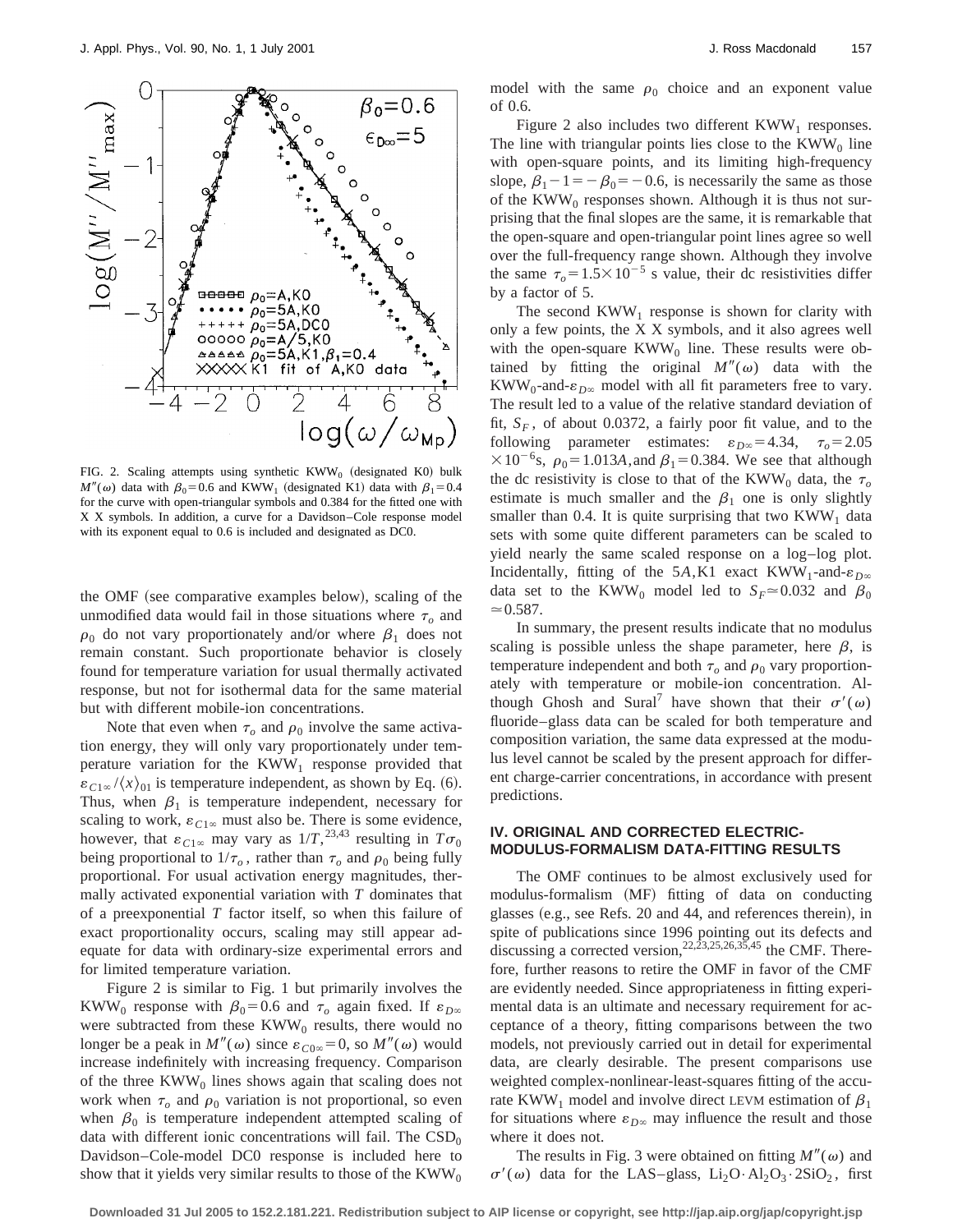FIG. 2. Scaling attempts using synthetic $KWW_0$ (designated K0) bulk $M''(\omega)$ data with $\beta_0=0.6$ and $KWW_1$ (designated K1) data with $\beta_1=0.4$ for the curve with open-triangular symbols and 0.384 for the fitted one with X X symbols. In addition, a curve for a Davidson–Cole response model with its exponent equal to 0.6 is included and designated as DC0.

the OMF (see comparative examples below), scaling of the unmodified data would fail in those situations where $\tau_o$ and $\rho_0$ do not vary proportionately and/or where $\beta_1$ does not remain constant. Such proportionate behavior is closely found for temperature variation for usual thermally activated response, but not for isothermal data for the same material but with different mobile-ion concentrations.

Note that even when $\tau_o$ and $\rho_0$ involve the same activation energy, they will only vary proportionately under temperature variation for the $KWW_1$ response provided that $\varepsilon_{C1\infty}/\langle x\rangle_{01}$ is temperature independent, as shown by Eq. (6). Thus, when $\beta_1$ is temperature independent, necessary for scaling to work, $\varepsilon_{C1\infty}$ must also be. There is some evidence, however, that $\varepsilon_{C1\infty}$ may vary as $1/T$,[23,43] resulting in $T\sigma_0$ being proportional to $1/\tau_o$, rather than $\tau_o$ and $\rho_0$ being fully proportional. For usual activation energy magnitudes, thermally activated exponential variation with $T$ dominates that of a preexponential $T$ factor itself, so when this failure of exact proportionality occurs, scaling may still appear adequate for data with ordinary-size experimental errors and for limited temperature variation.

Figure 2 is similar to Fig. 1 but primarily involves the $KWW_0$ response with $\beta_0=0.6$ and $\tau_o$ again fixed. If $\varepsilon_{D\infty}$ were subtracted from these $KWW_0$ results, there would no longer be a peak in $M''(\omega)$ since $\varepsilon_{C0\infty}=0$, so $M''(\omega)$ would increase indefinitely with increasing frequency. Comparison of the three $KWW_0$ lines shows again that scaling does not work when $\tau_o$ and $\rho_0$ variation is not proportional, so even when $\beta_0$ is temperature independent attempted scaling of data with different ionic concentrations will fail. The $CSD_0$ Davidson–Cole-model DC0 response is included here to show that it yields very similar results to those of the $KWW_0$ model with the same $\rho_0$ choice and an exponent value of 0.6.

Figure 2 also includes two different $KWW_1$ responses. The line with triangular points lies close to the $KWW_0$ line with open-square points, and its limiting high-frequency slope, $\beta_1-1=-\beta_0=-0.6$, is necessarily the same as those of the $KWW_0$ responses shown. Although it is thus not surprising that the final slopes are the same, it is remarkable that the open-square and open-triangular point lines agree so well over the full-frequency range shown. Although they involve the same $\tau_o=1.5\times10^{-5}$ s value, their dc resistivities differ by a factor of 5.

The second $KWW_1$ response is shown for clarity with only a few points, the X X symbols, and it also agrees well with the open-square $KWW_0$ line. These results were obtained by fitting the original $M''(\omega)$ data with the $KWW_0$-and-$\varepsilon_{D\infty}$ model with all fit parameters free to vary. The result led to a value of the relative standard deviation of fit, $S_F$, of about 0.0372, a fairly poor fit value, and to the following parameter estimates: $\varepsilon_{D\infty}=4.34$, $\tau_o=2.05\times10^{-6}$s, $\rho_0=1.013A$, and $\beta_1=0.384$. We see that although the dc resistivity is close to that of the $KWW_0$ data, the $\tau_o$ estimate is much smaller and the $\beta_1$ one is only slightly smaller than 0.4. It is quite surprising that two $KWW_1$ data sets with some quite different parameters can be scaled to yield nearly the same scaled response on a log–log plot. Incidentally, fitting of the $5A$,K1 exact $KWW_1$-and-$\varepsilon_{D\infty}$ data set to the $KWW_0$ model led to $S_F\simeq0.032$ and $\beta_0\simeq0.587$.

In summary, the present results indicate that no modulus scaling is possible unless the shape parameter, here $\beta$, is temperature independent and both $\tau_o$ and $\rho_0$ vary proportionately with temperature or mobile-ion concentration. Although Ghosh and Sural[7] have shown that their $\sigma'(\omega)$ fluoride–glass data can be scaled for both temperature and composition variation, the same data expressed at the modulus level cannot be scaled by the present approach for different charge-carrier concentrations, in accordance with present predictions.

## IV. ORIGINAL AND CORRECTED ELECTRIC-MODULUS-FORMALISM DATA-FITTING RESULTS

The OMF continues to be almost exclusively used for modulus-formalism (MF) fitting of data on conducting glasses (e.g., see Refs. 20 and 44, and references therein), in spite of publications since 1996 pointing out its defects and discussing a corrected version,[22,23,25,26,35,45] the CMF. Therefore, further reasons to retire the OMF in favor of the CMF are evidently needed. Since appropriateness in fitting experimental data is an ultimate and necessary requirement for acceptance of a theory, fitting comparisons between the two models, not previously carried out in detail for experimental data, are clearly desirable. The present comparisons use weighted complex-nonlinear-least-squares fitting of the accurate $KWW_1$ model and involve direct LEVM estimation of $\beta_1$ for situations where $\varepsilon_{D\infty}$ may influence the result and those where it does not.

The results in Fig. 3 were obtained on fitting $M''(\omega)$ and $\sigma'(\omega)$ data for the LAS–glass, $Li_2O\cdot Al_2O_3\cdot 2SiO_2$, first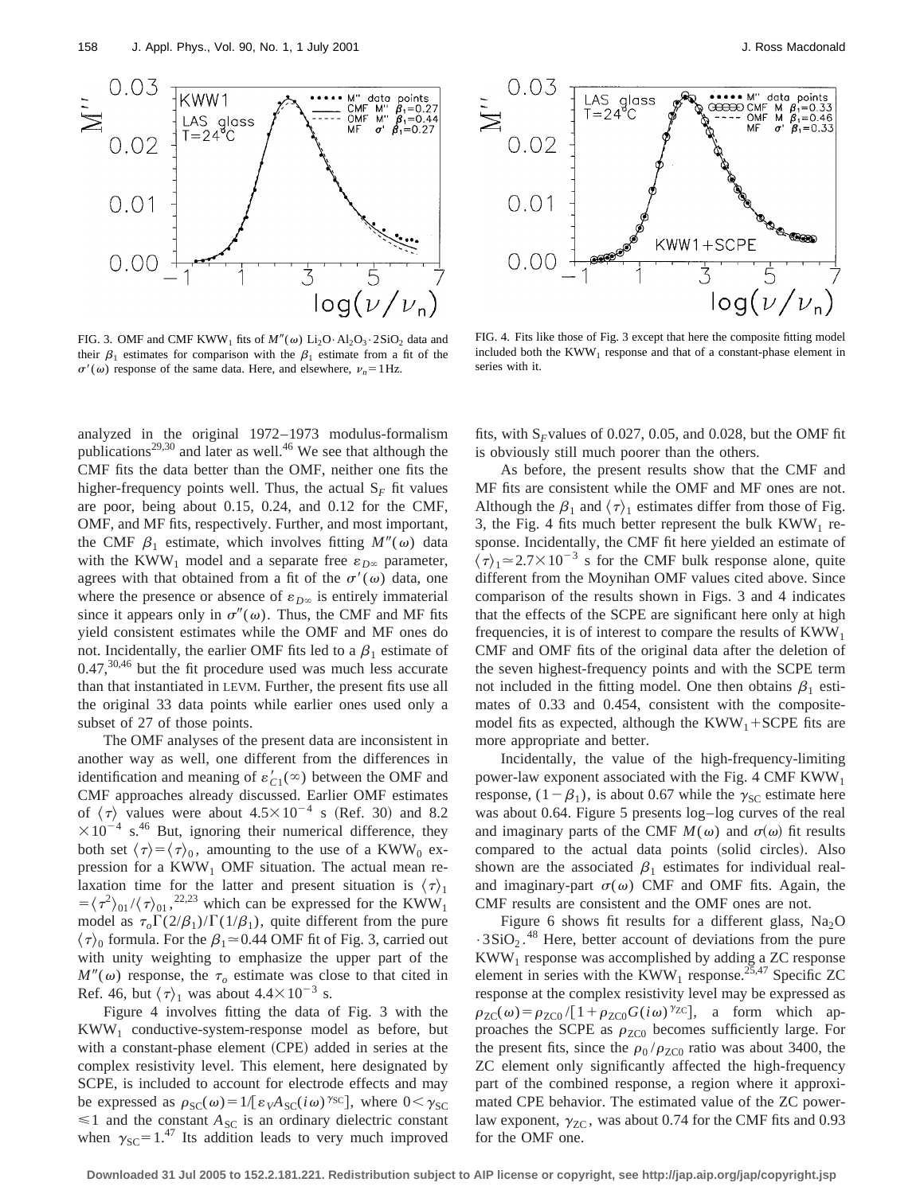FIG. 3. OMF and CMF $KWW_1$ fits of $M''(\omega)$ $Li_2O \cdot Al_2O_3 \cdot 2SiO_2$ data and their $\beta_1$ estimates for comparison with the $\beta_1$ estimate from a fit of the $\sigma'(\omega)$ response of the same data. Here, and elsewhere, $\nu_n = 1$Hz.

FIG. 4. Fits like those of Fig. 3 except that here the composite fitting model included both the $KWW_1$ response and that of a constant-phase element in series with it.

analyzed in the original 1972–1973 modulus-formalism publications[29,30] and later as well.[46] We see that although the CMF fits the data better than the OMF, neither one fits the higher-frequency points well. Thus, the actual $S_F$ fit values are poor, being about 0.15, 0.24, and 0.12 for the CMF, OMF, and MF fits, respectively. Further, and most important, the CMF $\beta_1$ estimate, which involves fitting $M''(\omega)$ data with the $KWW_1$ model and a separate free $\varepsilon_{D\infty}$ parameter, agrees with that obtained from a fit of the $\sigma'(\omega)$ data, one where the presence or absence of $\varepsilon_{D\infty}$ is entirely immaterial since it appears only in $\sigma''(\omega)$. Thus, the CMF and MF fits yield consistent estimates while the OMF and MF ones do not. Incidentally, the earlier OMF fits led to a $\beta_1$ estimate of 0.47,[30,46] but the fit procedure used was much less accurate than that instantiated in LEVM. Further, the present fits use all the original 33 data points while earlier ones used only a subset of 27 of those points.

The OMF analyses of the present data are inconsistent in another way as well, one different from the differences in identification and meaning of $\varepsilon'_{C1}(\infty)$ between the OMF and CMF approaches already discussed. Earlier OMF estimates of $\langle\tau\rangle$ values were about $4.5\times10^{-4}$ s (Ref. 30) and $8.2\times10^{-4}$ s.[46] But, ignoring their numerical difference, they both set $\langle\tau\rangle = \langle\tau\rangle_0$, amounting to the use of a $KWW_0$ expression for a $KWW_1$ OMF situation. The actual mean relaxation time for the latter and present situation is $\langle\tau\rangle_1 = \langle\tau^2\rangle_{01}/\langle\tau\rangle_{01}$,[22,23] which can be expressed for the $KWW_1$ model as $\tau_o\Gamma(2/\beta_1)/\Gamma(1/\beta_1)$, quite different from the pure $\langle\tau\rangle_0$ formula. For the $\beta_1 \simeq 0.44$ OMF fit of Fig. 3, carried out with unity weighting to emphasize the upper part of the $M''(\omega)$ response, the $\tau_o$ estimate was close to that cited in Ref. 46, but $\langle\tau\rangle_1$ was about $4.4\times10^{-3}$ s.

Figure 4 involves fitting the data of Fig. 3 with the $KWW_1$ conductive-system-response model as before, but with a constant-phase element (CPE) added in series at the complex resistivity level. This element, here designated by SCPE, is included to account for electrode effects and may be expressed as $\rho_{SC}(\omega) = 1/[\varepsilon_V A_{SC}(i\omega)^{\gamma_{SC}}]$, where $0<\gamma_{SC}\leq 1$ and the constant $A_{SC}$ is an ordinary dielectric constant when $\gamma_{SC}=1$.[47] Its addition leads to very much improved fits, with $S_F$ values of 0.027, 0.05, and 0.028, but the OMF fit is obviously still much poorer than the others.

As before, the present results show that the CMF and MF fits are consistent while the OMF and MF ones are not. Although the $\beta_1$ and $\langle\tau\rangle_1$ estimates differ from those of Fig. 3, the Fig. 4 fits much better represent the bulk $KWW_1$ response. Incidentally, the CMF fit here yielded an estimate of $\langle\tau\rangle_1 \simeq 2.7\times10^{-3}$ s for the CMF bulk response alone, quite different from the Moynihan OMF values cited above. Since comparison of the results shown in Figs. 3 and 4 indicates that the effects of the SCPE are significant here only at high frequencies, it is of interest to compare the results of $KWW_1$ CMF and OMF fits of the original data after the deletion of the seven highest-frequency points and with the SCPE term not included in the fitting model. One then obtains $\beta_1$ estimates of 0.33 and 0.454, consistent with the composite-model fits as expected, although the $KWW_1$+SCPE fits are more appropriate and better.

Incidentally, the value of the high-frequency-limiting power-law exponent associated with the Fig. 4 CMF $KWW_1$ response, $(1-\beta_1)$, is about 0.67 while the $\gamma_{SC}$ estimate here was about 0.64. Figure 5 presents log–log curves of the real and imaginary parts of the CMF $M(\omega)$ and $\sigma(\omega)$ fit results compared to the actual data points (solid circles). Also shown are the associated $\beta_1$ estimates for individual real- and imaginary-part $\sigma(\omega)$ CMF and OMF fits. Again, the CMF results are consistent and the OMF ones are not.

Figure 6 shows fit results for a different glass, $Na_2O \cdot 3SiO_2$.[48] Here, better account of deviations from the pure $KWW_1$ response was accomplished by adding a ZC response element in series with the $KWW_1$ response.[25,47] Specific ZC response at the complex resistivity level may be expressed as $\rho_{ZC}(\omega) = \rho_{ZC0}/[1+\rho_{ZC0}G(i\omega)^{\gamma_{ZC}}]$, a form which approaches the SCPE as $\rho_{ZC0}$ becomes sufficiently large. For the present fits, since the $\rho_0/\rho_{ZC0}$ ratio was about 3400, the ZC element only significantly affected the high-frequency part of the combined response, a region where it approximated CPE behavior. The estimated value of the ZC power-law exponent, $\gamma_{ZC}$, was about 0.74 for the CMF fits and 0.93 for the OMF one.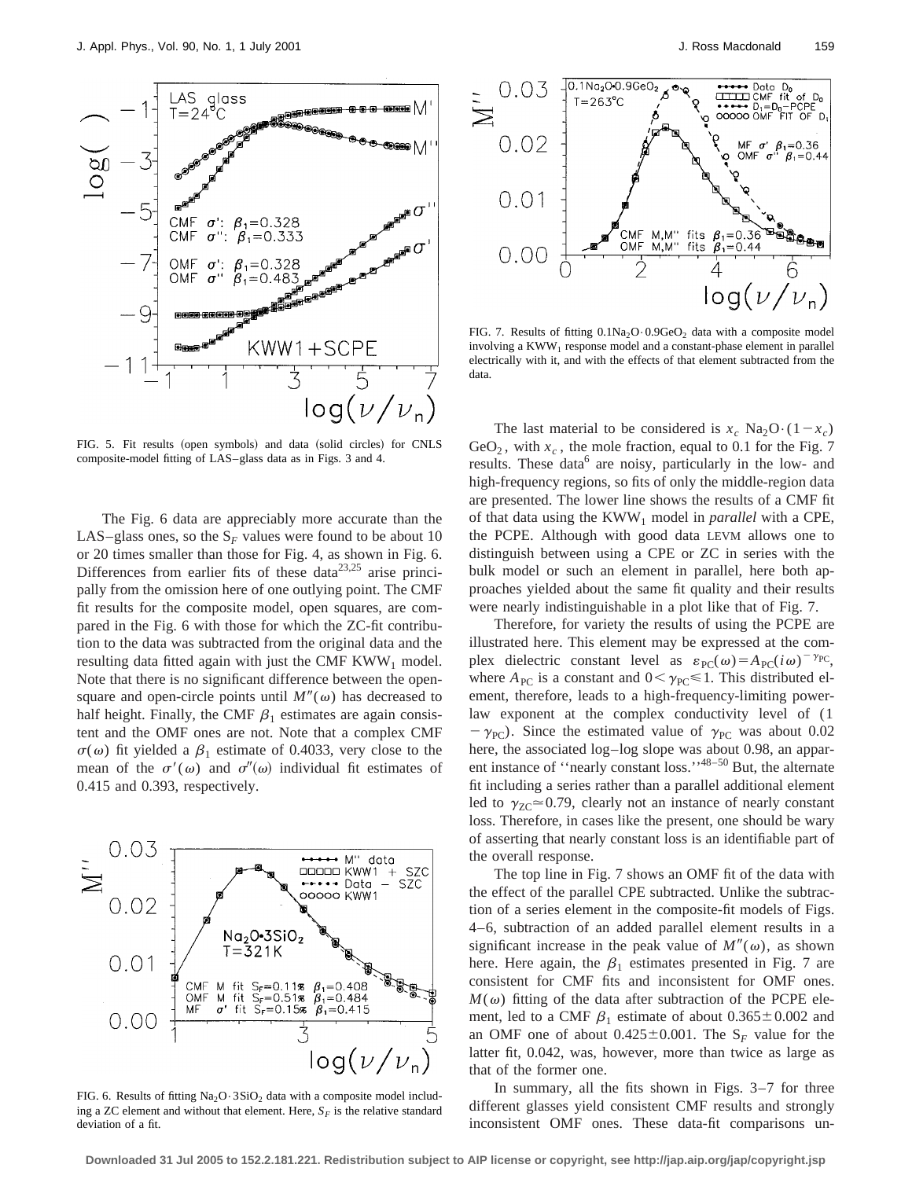FIG. 5. Fit results (open symbols) and data (solid circles) for CNLS composite-model fitting of LAS–glass data as in Figs. 3 and 4.

The Fig. 6 data are appreciably more accurate than the LAS–glass ones, so the $S_F$ values were found to be about 10 or 20 times smaller than those for Fig. 4, as shown in Fig. 6. Differences from earlier fits of these data[23,25] arise principally from the omission here of one outlying point. The CMF fit results for the composite model, open squares, are compared in the Fig. 6 with those for which the ZC-fit contribution to the data was subtracted from the original data and the resulting data fitted again with just the CMF $KWW_1$ model. Note that there is no significant difference between the open-square and open-circle points until $M''(\omega)$ has decreased to half height. Finally, the CMF $\beta_1$ estimates are again consistent and the OMF ones are not. Note that a complex CMF $\sigma(\omega)$ fit yielded a $\beta_1$ estimate of 0.4033, very close to the mean of the $\sigma'(\omega)$ and $\sigma''(\omega)$ individual fit estimates of 0.415 and 0.393, respectively.

FIG. 6. Results of fitting $Na_2O \cdot 3SiO_2$ data with a composite model including a ZC element and without that element. Here, $S_F$ is the relative standard deviation of a fit.

FIG. 7. Results of fitting $0.1Na_2O \cdot 0.9GeO_2$ data with a composite model involving a $KWW_1$ response model and a constant-phase element in parallel electrically with it, and with the effects of that element subtracted from the data.

The last material to be considered is $x_c$ $Na_2O \cdot (1-x_c)$ $GeO_2$, with $x_c$, the mole fraction, equal to 0.1 for the Fig. 7 results. These data[6] are noisy, particularly in the low- and high-frequency regions, so fits of only the middle-region data are presented. The lower line shows the results of a CMF fit of that data using the $KWW_1$ model in *parallel* with a CPE, the PCPE. Although with good data LEVM allows one to distinguish between using a CPE or ZC in series with the bulk model or such an element in parallel, here both approaches yielded about the same fit quality and their results were nearly indistinguishable in a plot like that of Fig. 7.

Therefore, for variety the results of using the PCPE are illustrated here. This element may be expressed at the complex dielectric constant level as $\varepsilon_{PC}(\omega) = A_{PC}(i\omega)^{-\gamma_{PC}}$, where $A_{PC}$ is a constant and $0 < \gamma_{PC} \leq 1$. This distributed element, therefore, leads to a high-frequency-limiting power-law exponent at the complex conductivity level of $(1 - \gamma_{PC})$. Since the estimated value of $\gamma_{PC}$ was about 0.02 here, the associated log–log slope was about 0.98, an apparent instance of "nearly constant loss."[48–50] But, the alternate fit including a series rather than a parallel additional element led to $\gamma_{ZC} \simeq 0.79$, clearly not an instance of nearly constant loss. Therefore, in cases like the present, one should be wary of asserting that nearly constant loss is an identifiable part of the overall response.

The top line in Fig. 7 shows an OMF fit of the data with the effect of the parallel CPE subtracted. Unlike the subtraction of a series element in the composite-fit models of Figs. 4–6, subtraction of an added parallel element results in a significant increase in the peak value of $M''(\omega)$, as shown here. Here again, the $\beta_1$ estimates presented in Fig. 7 are consistent for CMF fits and inconsistent for OMF ones. $M(\omega)$ fitting of the data after subtraction of the PCPE element, led to a CMF $\beta_1$ estimate of about $0.365 \pm 0.002$ and an OMF one of about $0.425 \pm 0.001$. The $S_F$ value for the latter fit, 0.042, was, however, more than twice as large as that of the former one.

In summary, all the fits shown in Figs. 3–7 for three different glasses yield consistent CMF results and strongly inconsistent OMF ones. These data-fit comparisons un-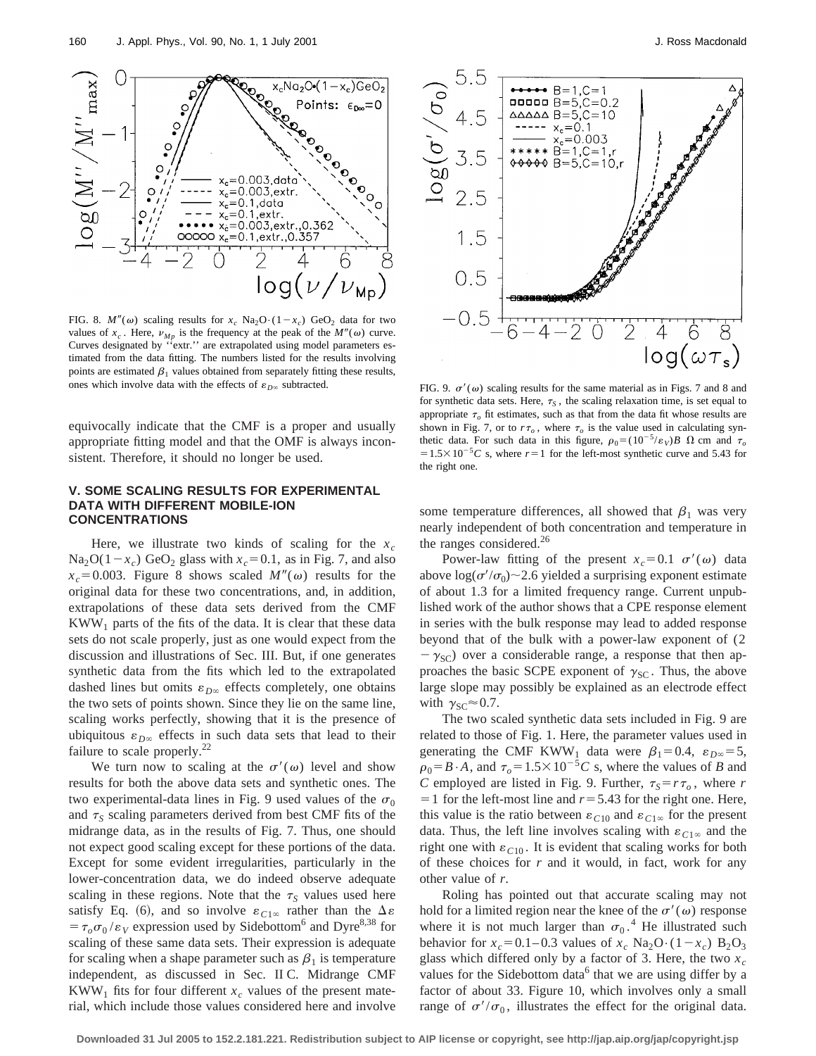FIG. 8. $M''(\omega)$ scaling results for $x_c$ $Na_2O\cdot(1-x_c)$ $GeO_2$ data for two values of $x_c$. Here, $\nu_{Mp}$ is the frequency at the peak of the $M''(\omega)$ curve. Curves designated by "extr." are extrapolated using model parameters estimated from the data fitting. The numbers listed for the results involving points are estimated $\beta_1$ values obtained from separately fitting these results, ones which involve data with the effects of $\varepsilon_{D\infty}$ subtracted.

equivocally indicate that the CMF is a proper and usually appropriate fitting model and that the OMF is always inconsistent. Therefore, it should no longer be used.

## V. SOME SCALING RESULTS FOR EXPERIMENTAL DATA WITH DIFFERENT MOBILE-ION CONCENTRATIONS

Here, we illustrate two kinds of scaling for the $x_c$ $Na_2O(1-x_c)$ $GeO_2$ glass with $x_c=0.1$, as in Fig. 7, and also $x_c=0.003$. Figure 8 shows scaled $M''(\omega)$ results for the original data for these two concentrations, and, in addition, extrapolations of these data sets derived from the CMF $KWW_1$ parts of the fits of the data. It is clear that these data sets do not scale properly, just as one would expect from the discussion and illustrations of Sec. III. But, if one generates synthetic data from the fits which led to the extrapolated dashed lines but omits $\varepsilon_{D\infty}$ effects completely, one obtains the two sets of points shown. Since they lie on the same line, scaling works perfectly, showing that it is the presence of ubiquitous $\varepsilon_{D\infty}$ effects in such data sets that lead to their failure to scale properly.[22]

We turn now to scaling at the $\sigma'(\omega)$ level and show results for both the above data sets and synthetic ones. The two experimental-data lines in Fig. 9 used values of the $\sigma_0$ and $\tau_S$ scaling parameters derived from best CMF fits of the midrange data, as in the results of Fig. 7. Thus, one should not expect good scaling except for these portions of the data. Except for some evident irregularities, particularly in the lower-concentration data, we do indeed observe adequate scaling in these regions. Note that the $\tau_S$ values used here satisfy Eq. (6), and so involve $\varepsilon_{C1\infty}$ rather than the $\Delta\varepsilon = \tau_o\sigma_0/\varepsilon_V$ expression used by Sidebottom[6] and Dyre[8,38] for scaling of these same data sets. Their expression is adequate for scaling when a shape parameter such as $\beta_1$ is temperature independent, as discussed in Sec. II C. Midrange CMF $KWW_1$ fits for four different $x_c$ values of the present material, which include those values considered here and involve some temperature differences, all showed that $\beta_1$ was very nearly independent of both concentration and temperature in the ranges considered.[26]

FIG. 9. $\sigma'(\omega)$ scaling results for the same material as in Figs. 7 and 8 and for synthetic data sets. Here, $\tau_S$, the scaling relaxation time, is set equal to appropriate $\tau_o$ fit estimates, such as that from the data fit whose results are shown in Fig. 7, or to $r\tau_o$, where $\tau_o$ is the value used in calculating synthetic data. For such data in this figure, $\rho_0=(10^{-5}/\varepsilon_V)B$ $\Omega$ cm and $\tau_o = 1.5\times10^{-5}C$ s, where $r=1$ for the left-most synthetic curve and 5.43 for the right one.

Power-law fitting of the present $x_c=0.1$ $\sigma'(\omega)$ data above $\log(\sigma'/\sigma_0)\sim2.6$ yielded a surprising exponent estimate of about 1.3 for a limited frequency range. Current unpublished work of the author shows that a CPE response element in series with the bulk response may lead to added response beyond that of the bulk with a power-law exponent of $(2-\gamma_{SC})$ over a considerable range, a response that then approaches the basic SCPE exponent of $\gamma_{SC}$. Thus, the above large slope may possibly be explained as an electrode effect with $\gamma_{SC}\approx0.7$.

The two scaled synthetic data sets included in Fig. 9 are related to those of Fig. 1. Here, the parameter values used in generating the CMF $KWW_1$ data were $\beta_1=0.4$, $\varepsilon_{D\infty}=5$, $\rho_0=B\cdot A$, and $\tau_o=1.5\times10^{-5}C$ s, where the values of $B$ and $C$ employed are listed in Fig. 9. Further, $\tau_S=r\tau_o$, where $r=1$ for the left-most line and $r=5.43$ for the right one. Here, this value is the ratio between $\varepsilon_{C10}$ and $\varepsilon_{C1\infty}$ for the present data. Thus, the left line involves scaling with $\varepsilon_{C1\infty}$ and the right one with $\varepsilon_{C10}$. It is evident that scaling works for both of these choices for $r$ and it would, in fact, work for any other value of $r$.

Roling has pointed out that accurate scaling may not hold for a limited region near the knee of the $\sigma'(\omega)$ response where it is not much larger than $\sigma_0$.[4] He illustrated such behavior for $x_c=0.1$–$0.3$ values of $x_c$ $Na_2O\cdot(1-x_c)$ $B_2O_3$ glass which differed only by a factor of 3. Here, the two $x_c$ values for the Sidebottom data[6] that we are using differ by a factor of about 33. Figure 10, which involves only a small range of $\sigma'/\sigma_0$, illustrates the effect for the original data.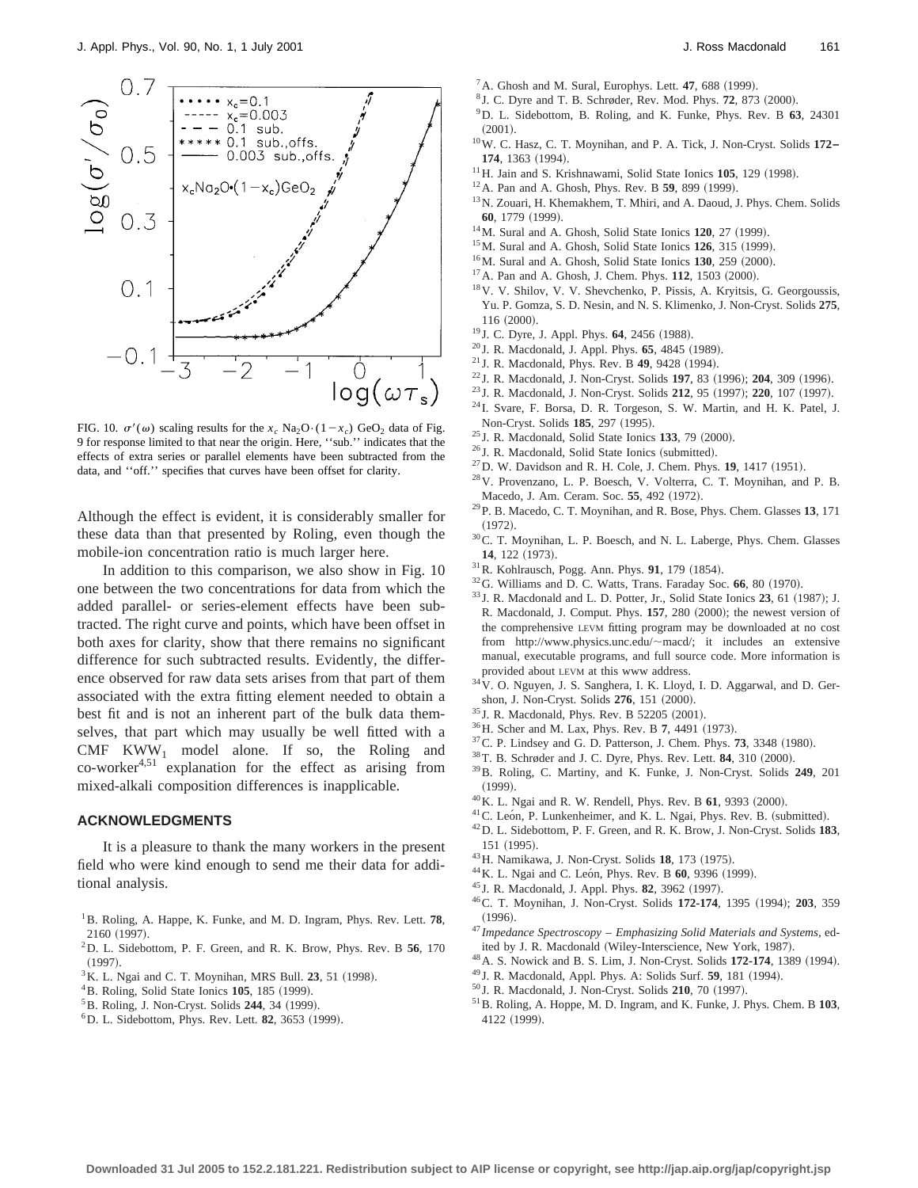0.7
0.5
0.3
0.1
−0.1
$\log(\sigma'/\sigma_0)$
−3 −2 −1 0 1
$\log(\omega\tau_s)$
• • • • • $x_c=0.1$
----- $x_c=0.003$
— — — 0.1 sub.
\*\*\*\*\* 0.1 sub.,offs.
—— 0.003 sub.,offs.
$x_c Na_2O\cdot(1-x_c)GeO_2$

FIG. 10. $\sigma'(\omega)$ scaling results for the $x_c$ $Na_2O\cdot(1-x_c)$ $GeO_2$ data of Fig. 9 for response limited to that near the origin. Here, ''sub.'' indicates that the effects of extra series or parallel elements have been subtracted from the data, and ''off.'' specifies that curves have been offset for clarity.

Although the effect is evident, it is considerably smaller for these data than that presented by Roling, even though the mobile-ion concentration ratio is much larger here.

In addition to this comparison, we also show in Fig. 10 one between the two concentrations for data from which the added parallel- or series-element effects have been subtracted. The right curve and points, which have been offset in both axes for clarity, show that there remains no significant difference for such subtracted results. Evidently, the difference observed for raw data sets arises from that part of them associated with the extra fitting element needed to obtain a best fit and is not an inherent part of the bulk data themselves, that part which may usually be well fitted with a CMF $KWW_1$ model alone. If so, the Roling and co-worker[4,51] explanation for the effect as arising from mixed-alkali composition differences is inapplicable.

## ACKNOWLEDGMENTS

It is a pleasure to thank the many workers in the present field who were kind enough to send me their data for additional analysis.

[1] B. Roling, A. Happe, K. Funke, and M. D. Ingram, Phys. Rev. Lett. **78**, 2160 (1997).
[2] D. L. Sidebottom, P. F. Green, and R. K. Brow, Phys. Rev. B **56**, 170 (1997).
[3] K. L. Ngai and C. T. Moynihan, MRS Bull. **23**, 51 (1998).
[4] B. Roling, Solid State Ionics **105**, 185 (1999).
[5] B. Roling, J. Non-Cryst. Solids **244**, 34 (1999).
[6] D. L. Sidebottom, Phys. Rev. Lett. **82**, 3653 (1999).
[7] A. Ghosh and M. Sural, Europhys. Lett. **47**, 688 (1999).
[8] J. C. Dyre and T. B. Schrøder, Rev. Mod. Phys. **72**, 873 (2000).
[9] D. L. Sidebottom, B. Roling, and K. Funke, Phys. Rev. B **63**, 24301 (2001).
[10] W. C. Hasz, C. T. Moynihan, and P. A. Tick, J. Non-Cryst. Solids **172–174**, 1363 (1994).
[11] H. Jain and S. Krishnawami, Solid State Ionics **105**, 129 (1998).
[12] A. Pan and A. Ghosh, Phys. Rev. B **59**, 899 (1999).
[13] N. Zouari, H. Khemakhem, T. Mhiri, and A. Daoud, J. Phys. Chem. Solids **60**, 1779 (1999).
[14] M. Sural and A. Ghosh, Solid State Ionics **120**, 27 (1999).
[15] M. Sural and A. Ghosh, Solid State Ionics **126**, 315 (1999).
[16] M. Sural and A. Ghosh, Solid State Ionics **130**, 259 (2000).
[17] A. Pan and A. Ghosh, J. Chem. Phys. **112**, 1503 (2000).
[18] V. V. Shilov, V. V. Shevchenko, P. Pissis, A. Kryitsis, G. Georgoussis, Yu. P. Gomza, S. D. Nesin, and N. S. Klimenko, J. Non-Cryst. Solids **275**, 116 (2000).
[19] J. C. Dyre, J. Appl. Phys. **64**, 2456 (1988).
[20] J. R. Macdonald, J. Appl. Phys. **65**, 4845 (1989).
[21] J. R. Macdonald, Phys. Rev. B **49**, 9428 (1994).
[22] J. R. Macdonald, J. Non-Cryst. Solids **197**, 83 (1996); **204**, 309 (1996).
[23] J. R. Macdonald, J. Non-Cryst. Solids **212**, 95 (1997); **220**, 107 (1997).
[24] I. Svare, F. Borsa, D. R. Torgeson, S. W. Martin, and H. K. Patel, J. Non-Cryst. Solids **185**, 297 (1995).
[25] J. R. Macdonald, Solid State Ionics **133**, 79 (2000).
[26] J. R. Macdonald, Solid State Ionics (submitted).
[27] D. W. Davidson and R. H. Cole, J. Chem. Phys. **19**, 1417 (1951).
[28] V. Provenzano, L. P. Boesch, V. Volterra, C. T. Moynihan, and P. B. Macedo, J. Am. Ceram. Soc. **55**, 492 (1972).
[29] P. B. Macedo, C. T. Moynihan, and R. Bose, Phys. Chem. Glasses **13**, 171 (1972).
[30] C. T. Moynihan, L. P. Boesch, and N. L. Laberge, Phys. Chem. Glasses **14**, 122 (1973).
[31] R. Kohlrausch, Pogg. Ann. Phys. **91**, 179 (1854).
[32] G. Williams and D. C. Watts, Trans. Faraday Soc. **66**, 80 (1970).
[33] J. R. Macdonald and L. D. Potter, Jr., Solid State Ionics **23**, 61 (1987); J. R. Macdonald, J. Comput. Phys. **157**, 280 (2000); the newest version of the comprehensive LEVM fitting program may be downloaded at no cost from http://www.physics.unc.edu/~macd/; it includes an extensive manual, executable programs, and full source code. More information is provided about LEVM at this www address.
[34] V. O. Nguyen, J. S. Sanghera, I. K. Lloyd, I. D. Aggarwal, and D. Gershon, J. Non-Cryst. Solids **276**, 151 (2000).
[35] J. R. Macdonald, Phys. Rev. B 52205 (2001).
[36] H. Scher and M. Lax, Phys. Rev. B **7**, 4491 (1973).
[37] C. P. Lindsey and G. D. Patterson, J. Chem. Phys. **73**, 3348 (1980).
[38] T. B. Schrøder and J. C. Dyre, Phys. Rev. Lett. **84**, 310 (2000).
[39] B. Roling, C. Martiny, and K. Funke, J. Non-Cryst. Solids **249**, 201 (1999).
[40] K. L. Ngai and R. W. Rendell, Phys. Rev. B **61**, 9393 (2000).
[41] C. León, P. Lunkenheimer, and K. L. Ngai, Phys. Rev. B. (submitted).
[42] D. L. Sidebottom, P. F. Green, and R. K. Brow, J. Non-Cryst. Solids **183**, 151 (1995).
[43] H. Namikawa, J. Non-Cryst. Solids **18**, 173 (1975).
[44] K. L. Ngai and C. León, Phys. Rev. B **60**, 9396 (1999).
[45] J. R. Macdonald, J. Appl. Phys. **82**, 3962 (1997).
[46] C. T. Moynihan, J. Non-Cryst. Solids **172-174**, 1395 (1994); **203**, 359 (1996).
[47] *Impedance Spectroscopy – Emphasizing Solid Materials and Systems*, edited by J. R. Macdonald (Wiley-Interscience, New York, 1987).
[48] A. S. Nowick and B. S. Lim, J. Non-Cryst. Solids **172-174**, 1389 (1994).
[49] J. R. Macdonald, Appl. Phys. A: Solids Surf. **59**, 181 (1994).
[50] J. R. Macdonald, J. Non-Cryst. Solids **210**, 70 (1997).
[51] B. Roling, A. Hoppe, M. D. Ingram, and K. Funke, J. Phys. Chem. B **103**, 4122 (1999).